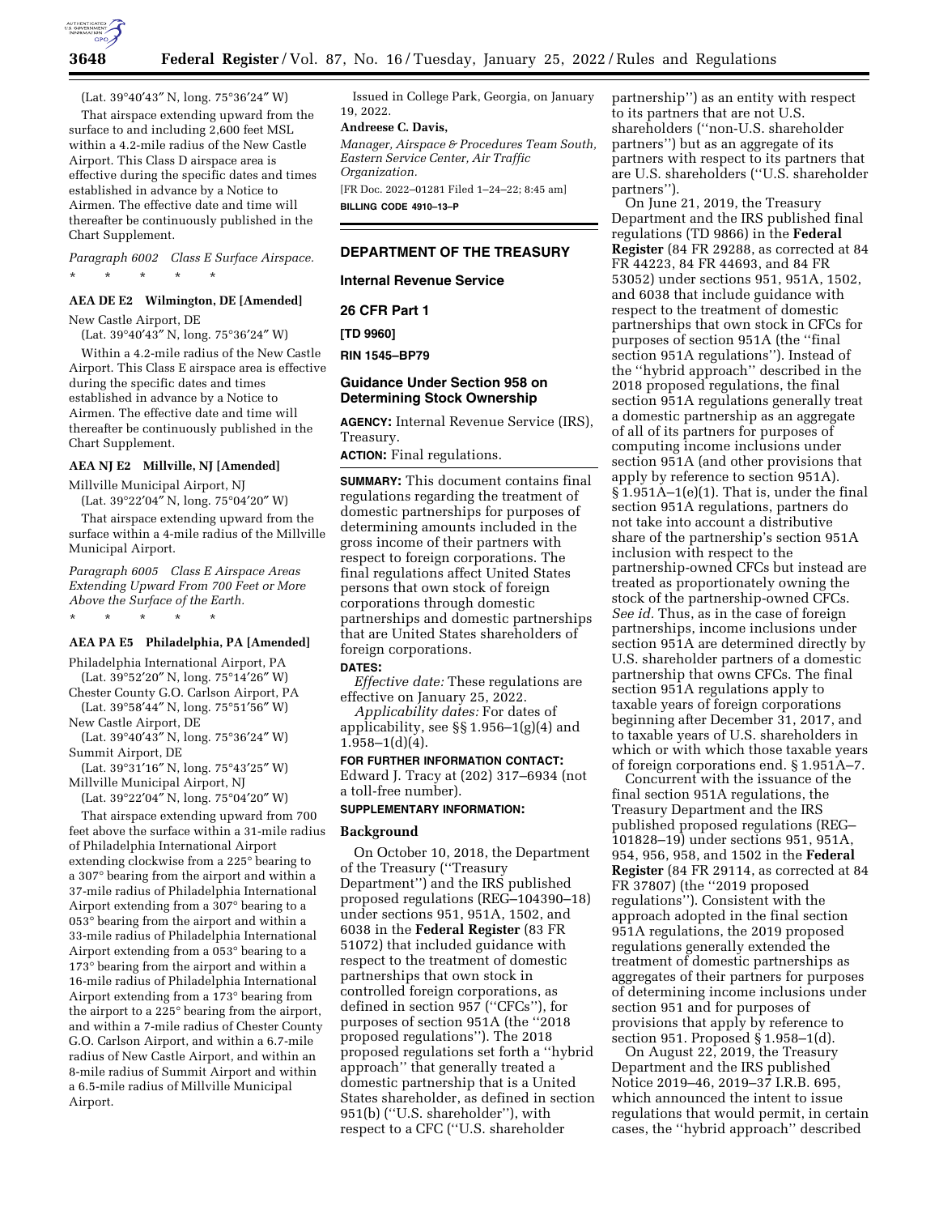(Lat. 39°40′43″ N, long. 75°36′24″ W)

That airspace extending upward from the surface to and including 2,600 feet MSL within a 4.2-mile radius of the New Castle Airport. This Class D airspace area is effective during the specific dates and times established in advance by a Notice to Airmen. The effective date and time will thereafter be continuously published in the Chart Supplement.

*Paragraph 6002 Class E Surface Airspace.*

\* \* \* \* \*

**AEA DE E2 Wilmington, DE [Amended]**

New Castle Airport, DE

(Lat. 39°40′43″ N, long. 75°36′24″ W)

Within a 4.2-mile radius of the New Castle Airport. This Class E airspace area is effective during the specific dates and times established in advance by a Notice to Airmen. The effective date and time will thereafter be continuously published in the Chart Supplement.

**AEA NJ E2 Millville, NJ [Amended]**

Millville Municipal Airport, NJ

(Lat. 39°22′04″ N, long. 75°04′20″ W)

That airspace extending upward from the surface within a 4-mile radius of the Millville Municipal Airport.

*Paragraph 6005 Class E Airspace Areas Extending Upward From 700 Feet or More Above the Surface of the Earth.*

\* \* \* \* \*

**AEA PA E5 Philadelphia, PA [Amended]**

Philadelphia International Airport, PA

(Lat. 39°52′20″ N, long. 75°14′26″ W)

Chester County G.O. Carlson Airport, PA

(Lat. 39°58′44″ N, long. 75°51′56″ W)

New Castle Airport, DE

(Lat. 39°40′43″ N, long. 75°36′24″ W)

Summit Airport, DE

(Lat. 39°31′16″ N, long. 75°43′25″ W)

Millville Municipal Airport, NJ

(Lat. 39°22′04″ N, long. 75°04′20″ W)

That airspace extending upward from 700 feet above the surface within a 31-mile radius of Philadelphia International Airport extending clockwise from a 225° bearing to a 307° bearing from the airport and within a 37-mile radius of Philadelphia International Airport extending from a 307° bearing to a 053° bearing from the airport and within a 33-mile radius of Philadelphia International Airport extending from a 053° bearing to a 173° bearing from the airport and within a 16-mile radius of Philadelphia International Airport extending from a 173° bearing from the airport to a 225° bearing from the airport, and within a 7-mile radius of Chester County G.O. Carlson Airport, and within a 6.7-mile radius of New Castle Airport, and within an 8-mile radius of Summit Airport and within a 6.5-mile radius of Millville Municipal Airport.

Issued in College Park, Georgia, on January 19, 2022.

**Andreese C. Davis,**

*Manager, Airspace & Procedures Team South, Eastern Service Center, Air Traffic Organization.*

[FR Doc. 2022–01281 Filed 1–24–22; 8:45 am]

**BILLING CODE 4910–13–P**

## DEPARTMENT OF THE TREASURY

### Internal Revenue Service

### 26 CFR Part 1

### [TD 9960]

### RIN 1545–BP79

## Guidance Under Section 958 on Determining Stock Ownership

**AGENCY:** Internal Revenue Service (IRS), Treasury.

**ACTION:** Final regulations.

**SUMMARY:** This document contains final regulations regarding the treatment of domestic partnerships for purposes of determining amounts included in the gross income of their partners with respect to foreign corporations. The final regulations affect United States persons that own stock of foreign corporations through domestic partnerships and domestic partnerships that are United States shareholders of foreign corporations.

**DATES:**

*Effective date:* These regulations are effective on January 25, 2022.

*Applicability dates:* For dates of applicability, see §§ 1.956–1(g)(4) and 1.958–1(d)(4).

**FOR FURTHER INFORMATION CONTACT:** Edward J. Tracy at (202) 317–6934 (not a toll-free number).

**SUPPLEMENTARY INFORMATION:**

### Background

On October 10, 2018, the Department of the Treasury (''Treasury Department'') and the IRS published proposed regulations (REG–104390–18) under sections 951, 951A, 1502, and 6038 in the **Federal Register** (83 FR 51072) that included guidance with respect to the treatment of domestic partnerships that own stock in controlled foreign corporations, as defined in section 957 (''CFCs''), for purposes of section 951A (the ''2018 proposed regulations''). The 2018 proposed regulations set forth a ''hybrid approach'' that generally treated a domestic partnership that is a United States shareholder, as defined in section 951(b) (''U.S. shareholder''), with respect to a CFC (''U.S. shareholder partnership'') as an entity with respect to its partners that are not U.S. shareholders (''non-U.S. shareholder partners'') but as an aggregate of its partners with respect to its partners that are U.S. shareholders (''U.S. shareholder partners'').

On June 21, 2019, the Treasury Department and the IRS published final regulations (TD 9866) in the **Federal Register** (84 FR 29288, as corrected at 84 FR 44223, 84 FR 44693, and 84 FR 53052) under sections 951, 951A, 1502, and 6038 that include guidance with respect to the treatment of domestic partnerships that own stock in CFCs for purposes of section 951A (the ''final section 951A regulations''). Instead of the ''hybrid approach'' described in the 2018 proposed regulations, the final section 951A regulations generally treat a domestic partnership as an aggregate of all of its partners for purposes of computing income inclusions under section 951A (and other provisions that apply by reference to section 951A). § 1.951A–1(e)(1). That is, under the final section 951A regulations, partners do not take into account a distributive share of the partnership's section 951A inclusion with respect to the partnership-owned CFCs but instead are treated as proportionately owning the stock of the partnership-owned CFCs. *See id.* Thus, as in the case of foreign partnerships, income inclusions under section 951A are determined directly by U.S. shareholder partners of a domestic partnership that owns CFCs. The final section 951A regulations apply to taxable years of foreign corporations beginning after December 31, 2017, and to taxable years of U.S. shareholders in which or with which those taxable years of foreign corporations end. § 1.951A–7.

Concurrent with the issuance of the final section 951A regulations, the Treasury Department and the IRS published proposed regulations (REG–101828–19) under sections 951, 951A, 954, 956, 958, and 1502 in the **Federal Register** (84 FR 29114, as corrected at 84 FR 37807) (the ''2019 proposed regulations''). Consistent with the approach adopted in the final section 951A regulations, the 2019 proposed regulations generally extended the treatment of domestic partnerships as aggregates of their partners for purposes of determining income inclusions under section 951 and for purposes of provisions that apply by reference to section 951. Proposed § 1.958–1(d).

On August 22, 2019, the Treasury Department and the IRS published Notice 2019–46, 2019–37 I.R.B. 695, which announced the intent to issue regulations that would permit, in certain cases, the ''hybrid approach'' described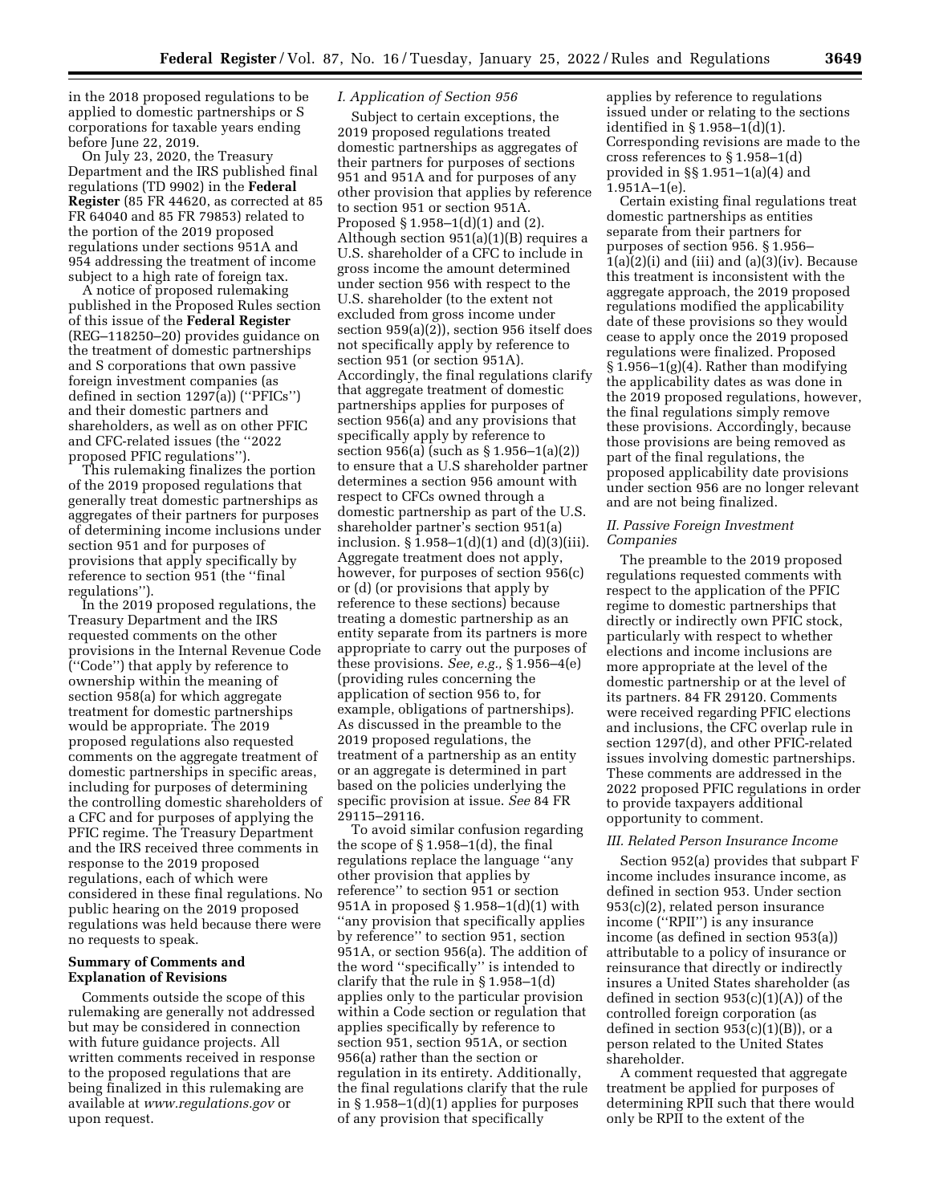in the 2018 proposed regulations to be applied to domestic partnerships or S corporations for taxable years ending before June 22, 2019.

On July 23, 2020, the Treasury Department and the IRS published final regulations (TD 9902) in the **Federal Register** (85 FR 44620, as corrected at 85 FR 64040 and 85 FR 79853) related to the portion of the 2019 proposed regulations under sections 951A and 954 addressing the treatment of income subject to a high rate of foreign tax.

A notice of proposed rulemaking published in the Proposed Rules section of this issue of the **Federal Register** (REG–118250–20) provides guidance on the treatment of domestic partnerships and S corporations that own passive foreign investment companies (as defined in section 1297(a)) (''PFICs'') and their domestic partners and shareholders, as well as on other PFIC and CFC-related issues (the ''2022 proposed PFIC regulations'').

This rulemaking finalizes the portion of the 2019 proposed regulations that generally treat domestic partnerships as aggregates of their partners for purposes of determining income inclusions under section 951 and for purposes of provisions that apply specifically by reference to section 951 (the ''final regulations'').

In the 2019 proposed regulations, the Treasury Department and the IRS requested comments on the other provisions in the Internal Revenue Code (''Code'') that apply by reference to ownership within the meaning of section 958(a) for which aggregate treatment for domestic partnerships would be appropriate. The 2019 proposed regulations also requested comments on the aggregate treatment of domestic partnerships in specific areas, including for purposes of determining the controlling domestic shareholders of a CFC and for purposes of applying the PFIC regime. The Treasury Department and the IRS received three comments in response to the 2019 proposed regulations, each of which were considered in these final regulations. No public hearing on the 2019 proposed regulations was held because there were no requests to speak.

## Summary of Comments and Explanation of Revisions

Comments outside the scope of this rulemaking are generally not addressed but may be considered in connection with future guidance projects. All written comments received in response to the proposed regulations that are being finalized in this rulemaking are available at *www.regulations.gov* or upon request.

### I. Application of Section 956

Subject to certain exceptions, the 2019 proposed regulations treated domestic partnerships as aggregates of their partners for purposes of sections 951 and 951A and for purposes of any other provision that applies by reference to section 951 or section 951A. Proposed § 1.958–1(d)(1) and (2). Although section 951(a)(1)(B) requires a U.S. shareholder of a CFC to include in gross income the amount determined under section 956 with respect to the U.S. shareholder (to the extent not excluded from gross income under section 959(a)(2)), section 956 itself does not specifically apply by reference to section 951 (or section 951A). Accordingly, the final regulations clarify that aggregate treatment of domestic partnerships applies for purposes of section 956(a) and any provisions that specifically apply by reference to section 956(a) (such as § 1.956–1(a)(2)) to ensure that a U.S shareholder partner determines a section 956 amount with respect to CFCs owned through a domestic partnership as part of the U.S. shareholder partner's section 951(a) inclusion. § 1.958–1(d)(1) and (d)(3)(iii). Aggregate treatment does not apply, however, for purposes of section 956(c) or (d) (or provisions that apply by reference to these sections) because treating a domestic partnership as an entity separate from its partners is more appropriate to carry out the purposes of these provisions. *See, e.g.,* § 1.956–4(e) (providing rules concerning the application of section 956 to, for example, obligations of partnerships). As discussed in the preamble to the 2019 proposed regulations, the treatment of a partnership as an entity or an aggregate is determined in part based on the policies underlying the specific provision at issue. *See* 84 FR 29115–29116.

To avoid similar confusion regarding the scope of § 1.958–1(d), the final regulations replace the language ''any other provision that applies by reference'' to section 951 or section 951A in proposed § 1.958–1(d)(1) with ''any provision that specifically applies by reference'' to section 951, section 951A, or section 956(a). The addition of the word ''specifically'' is intended to clarify that the rule in § 1.958–1(d) applies only to the particular provision within a Code section or regulation that applies specifically by reference to section 951, section 951A, or section 956(a) rather than the section or regulation in its entirety. Additionally, the final regulations clarify that the rule in § 1.958–1(d)(1) applies for purposes of any provision that specifically applies by reference to regulations issued under or relating to the sections identified in § 1.958–1(d)(1). Corresponding revisions are made to the cross references to § 1.958–1(d) provided in §§ 1.951–1(a)(4) and 1.951A–1(e).

Certain existing final regulations treat domestic partnerships as entities separate from their partners for purposes of section 956. § 1.956–1(a)(2)(i) and (iii) and (a)(3)(iv). Because this treatment is inconsistent with the aggregate approach, the 2019 proposed regulations modified the applicability date of these provisions so they would cease to apply once the 2019 proposed regulations were finalized. Proposed § 1.956–1(g)(4). Rather than modifying the applicability dates as was done in the 2019 proposed regulations, however, the final regulations simply remove these provisions. Accordingly, because those provisions are being removed as part of the final regulations, the proposed applicability date provisions under section 956 are no longer relevant and are not being finalized.

### II. Passive Foreign Investment Companies

The preamble to the 2019 proposed regulations requested comments with respect to the application of the PFIC regime to domestic partnerships that directly or indirectly own PFIC stock, particularly with respect to whether elections and income inclusions are more appropriate at the level of the domestic partnership or at the level of its partners. 84 FR 29120. Comments were received regarding PFIC elections and inclusions, the CFC overlap rule in section 1297(d), and other PFIC-related issues involving domestic partnerships. These comments are addressed in the 2022 proposed PFIC regulations in order to provide taxpayers additional opportunity to comment.

### III. Related Person Insurance Income

Section 952(a) provides that subpart F income includes insurance income, as defined in section 953. Under section 953(c)(2), related person insurance income (''RPII'') is any insurance income (as defined in section 953(a)) attributable to a policy of insurance or reinsurance that directly or indirectly insures a United States shareholder (as defined in section 953(c)(1)(A)) of the controlled foreign corporation (as defined in section 953(c)(1)(B)), or a person related to the United States shareholder.

A comment requested that aggregate treatment be applied for purposes of determining RPII such that there would only be RPII to the extent of the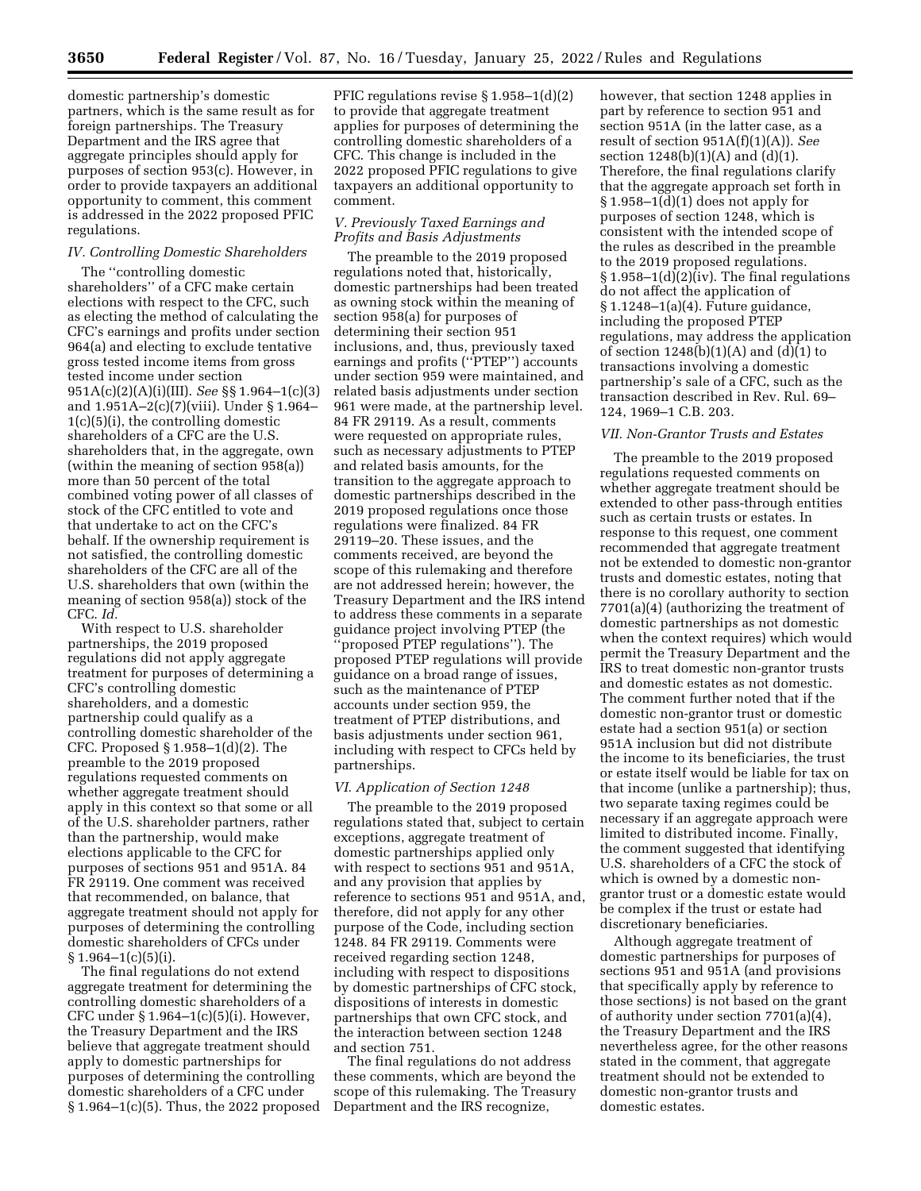domestic partnership's domestic partners, which is the same result as for foreign partnerships. The Treasury Department and the IRS agree that aggregate principles should apply for purposes of section 953(c). However, in order to provide taxpayers an additional opportunity to comment, this comment is addressed in the 2022 proposed PFIC regulations.

### IV. Controlling Domestic Shareholders

The ''controlling domestic shareholders'' of a CFC make certain elections with respect to the CFC, such as electing the method of calculating the CFC's earnings and profits under section 964(a) and electing to exclude tentative gross tested income items from gross tested income under section 951A(c)(2)(A)(i)(III). *See* §§ 1.964–1(c)(3) and 1.951A–2(c)(7)(viii). Under § 1.964–1(c)(5)(i), the controlling domestic shareholders of a CFC are the U.S. shareholders that, in the aggregate, own (within the meaning of section 958(a)) more than 50 percent of the total combined voting power of all classes of stock of the CFC entitled to vote and that undertake to act on the CFC's behalf. If the ownership requirement is not satisfied, the controlling domestic shareholders of the CFC are all of the U.S. shareholders that own (within the meaning of section 958(a)) stock of the CFC. *Id.*

With respect to U.S. shareholder partnerships, the 2019 proposed regulations did not apply aggregate treatment for purposes of determining a CFC's controlling domestic shareholders, and a domestic partnership could qualify as a controlling domestic shareholder of the CFC. Proposed § 1.958–1(d)(2). The preamble to the 2019 proposed regulations requested comments on whether aggregate treatment should apply in this context so that some or all of the U.S. shareholder partners, rather than the partnership, would make elections applicable to the CFC for purposes of sections 951 and 951A. 84 FR 29119. One comment was received that recommended, on balance, that aggregate treatment should not apply for purposes of determining the controlling domestic shareholders of CFCs under § 1.964–1(c)(5)(i).

The final regulations do not extend aggregate treatment for determining the controlling domestic shareholders of a CFC under § 1.964–1(c)(5)(i). However, the Treasury Department and the IRS believe that aggregate treatment should apply to domestic partnerships for purposes of determining the controlling domestic shareholders of a CFC under § 1.964–1(c)(5). Thus, the 2022 proposed PFIC regulations revise § 1.958–1(d)(2) to provide that aggregate treatment applies for purposes of determining the controlling domestic shareholders of a CFC. This change is included in the 2022 proposed PFIC regulations to give taxpayers an additional opportunity to comment.

### V. Previously Taxed Earnings and Profits and Basis Adjustments

The preamble to the 2019 proposed regulations noted that, historically, domestic partnerships had been treated as owning stock within the meaning of section 958(a) for purposes of determining their section 951 inclusions, and, thus, previously taxed earnings and profits (''PTEP'') accounts under section 959 were maintained, and related basis adjustments under section 961 were made, at the partnership level. 84 FR 29119. As a result, comments were requested on appropriate rules, such as necessary adjustments to PTEP and related basis amounts, for the transition to the aggregate approach to domestic partnerships described in the 2019 proposed regulations once those regulations were finalized. 84 FR 29119–20. These issues, and the comments received, are beyond the scope of this rulemaking and therefore are not addressed herein; however, the Treasury Department and the IRS intend to address these comments in a separate guidance project involving PTEP (the ''proposed PTEP regulations''). The proposed PTEP regulations will provide guidance on a broad range of issues, such as the maintenance of PTEP accounts under section 959, the treatment of PTEP distributions, and basis adjustments under section 961, including with respect to CFCs held by partnerships.

### VI. Application of Section 1248

The preamble to the 2019 proposed regulations stated that, subject to certain exceptions, aggregate treatment of domestic partnerships applied only with respect to sections 951 and 951A, and any provision that applies by reference to sections 951 and 951A, and, therefore, did not apply for any other purpose of the Code, including section 1248. 84 FR 29119. Comments were received regarding section 1248, including with respect to dispositions by domestic partnerships of CFC stock, dispositions of interests in domestic partnerships that own CFC stock, and the interaction between section 1248 and section 751.

The final regulations do not address these comments, which are beyond the scope of this rulemaking. The Treasury Department and the IRS recognize, however, that section 1248 applies in part by reference to section 951 and section 951A (in the latter case, as a result of section 951A(f)(1)(A)). *See* section 1248(b)(1)(A) and (d)(1). Therefore, the final regulations clarify that the aggregate approach set forth in § 1.958–1(d)(1) does not apply for purposes of section 1248, which is consistent with the intended scope of the rules as described in the preamble to the 2019 proposed regulations. § 1.958–1(d)(2)(iv). The final regulations do not affect the application of § 1.1248–1(a)(4). Future guidance, including the proposed PTEP regulations, may address the application of section 1248(b)(1)(A) and (d)(1) to transactions involving a domestic partnership's sale of a CFC, such as the transaction described in Rev. Rul. 69–124, 1969–1 C.B. 203.

### VII. Non-Grantor Trusts and Estates

The preamble to the 2019 proposed regulations requested comments on whether aggregate treatment should be extended to other pass-through entities such as certain trusts or estates. In response to this request, one comment recommended that aggregate treatment not be extended to domestic non-grantor trusts and domestic estates, noting that there is no corollary authority to section 7701(a)(4) (authorizing the treatment of domestic partnerships as not domestic when the context requires) which would permit the Treasury Department and the IRS to treat domestic non-grantor trusts and domestic estates as not domestic. The comment further noted that if the domestic non-grantor trust or domestic estate had a section 951(a) or section 951A inclusion but did not distribute the income to its beneficiaries, the trust or estate itself would be liable for tax on that income (unlike a partnership); thus, two separate taxing regimes could be necessary if an aggregate approach were limited to distributed income. Finally, the comment suggested that identifying U.S. shareholders of a CFC the stock of which is owned by a domestic non-grantor trust or a domestic estate would be complex if the trust or estate had discretionary beneficiaries.

Although aggregate treatment of domestic partnerships for purposes of sections 951 and 951A (and provisions that specifically apply by reference to those sections) is not based on the grant of authority under section 7701(a)(4), the Treasury Department and the IRS nevertheless agree, for the other reasons stated in the comment, that aggregate treatment should not be extended to domestic non-grantor trusts and domestic estates.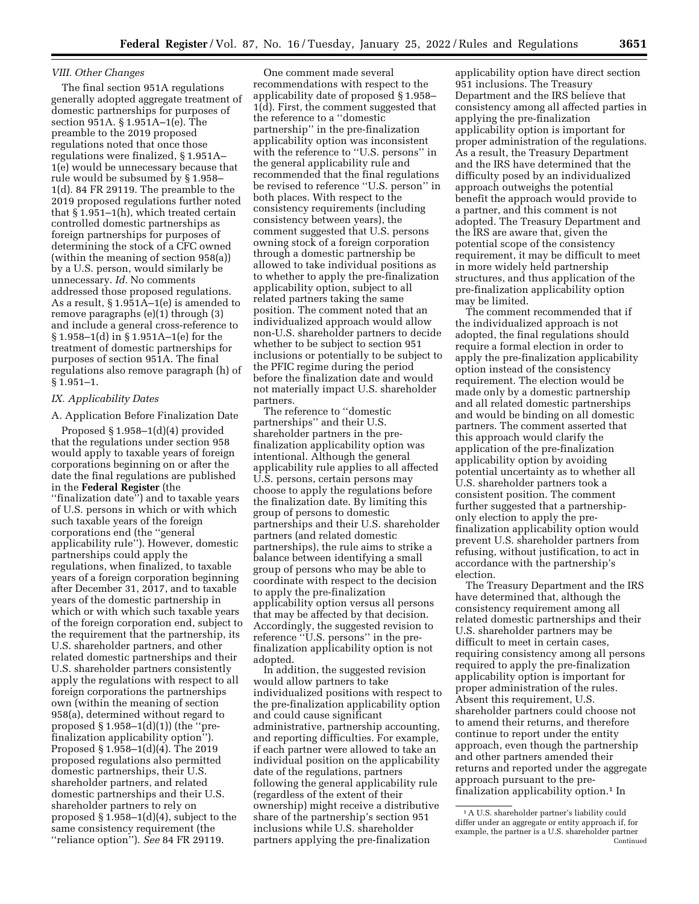### VIII. Other Changes

The final section 951A regulations generally adopted aggregate treatment of domestic partnerships for purposes of section 951A. § 1.951A–1(e). The preamble to the 2019 proposed regulations noted that once those regulations were finalized, § 1.951A–1(e) would be unnecessary because that rule would be subsumed by § 1.958–1(d). 84 FR 29119. The preamble to the 2019 proposed regulations further noted that § 1.951–1(h), which treated certain controlled domestic partnerships as foreign partnerships for purposes of determining the stock of a CFC owned (within the meaning of section 958(a)) by a U.S. person, would similarly be unnecessary. *Id.* No comments addressed those proposed regulations. As a result, § 1.951A–1(e) is amended to remove paragraphs (e)(1) through (3) and include a general cross-reference to § 1.958–1(d) in § 1.951A–1(e) for the treatment of domestic partnerships for purposes of section 951A. The final regulations also remove paragraph (h) of § 1.951–1.

### IX. Applicability Dates

#### A. Application Before Finalization Date

Proposed § 1.958–1(d)(4) provided that the regulations under section 958 would apply to taxable years of foreign corporations beginning on or after the date the final regulations are published in the **Federal Register** (the ''finalization date'') and to taxable years of U.S. persons in which or with which such taxable years of the foreign corporations end (the ''general applicability rule''). However, domestic partnerships could apply the regulations, when finalized, to taxable years of a foreign corporation beginning after December 31, 2017, and to taxable years of the domestic partnership in which or with which such taxable years of the foreign corporation end, subject to the requirement that the partnership, its U.S. shareholder partners, and other related domestic partnerships and their U.S. shareholder partners consistently apply the regulations with respect to all foreign corporations the partnerships own (within the meaning of section 958(a), determined without regard to proposed § 1.958–1(d)(1)) (the ''pre-finalization applicability option''). Proposed § 1.958–1(d)(4). The 2019 proposed regulations also permitted domestic partnerships, their U.S. shareholder partners, and related domestic partnerships and their U.S. shareholder partners to rely on proposed § 1.958–1(d)(4), subject to the same consistency requirement (the ''reliance option''). *See* 84 FR 29119.

One comment made several recommendations with respect to the applicability date of proposed § 1.958–1(d). First, the comment suggested that the reference to a ''domestic partnership'' in the pre-finalization applicability option was inconsistent with the reference to ''U.S. persons'' in the general applicability rule and recommended that the final regulations be revised to reference ''U.S. person'' in both places. With respect to the consistency requirements (including consistency between years), the comment suggested that U.S. persons owning stock of a foreign corporation through a domestic partnership be allowed to take individual positions as to whether to apply the pre-finalization applicability option, subject to all related partners taking the same position. The comment noted that an individualized approach would allow non-U.S. shareholder partners to decide whether to be subject to section 951 inclusions or potentially to be subject to the PFIC regime during the period before the finalization date and would not materially impact U.S. shareholder partners.

The reference to ''domestic partnerships'' and their U.S. shareholder partners in the pre-finalization applicability option was intentional. Although the general applicability rule applies to all affected U.S. persons, certain persons may choose to apply the regulations before the finalization date. By limiting this group of persons to domestic partnerships and their U.S. shareholder partners (and related domestic partnerships), the rule aims to strike a balance between identifying a small group of persons who may be able to coordinate with respect to the decision to apply the pre-finalization applicability option versus all persons that may be affected by that decision. Accordingly, the suggested revision to reference ''U.S. persons'' in the pre-finalization applicability option is not adopted.

In addition, the suggested revision would allow partners to take individualized positions with respect to the pre-finalization applicability option and could cause significant administrative, partnership accounting, and reporting difficulties. For example, if each partner were allowed to take an individual position on the applicability date of the regulations, partners following the general applicability rule (regardless of the extent of their ownership) might receive a distributive share of the partnership's section 951 inclusions while U.S. shareholder partners applying the pre-finalization applicability option have direct section 951 inclusions. The Treasury Department and the IRS believe that consistency among all affected parties in applying the pre-finalization applicability option is important for proper administration of the regulations. As a result, the Treasury Department and the IRS have determined that the difficulty posed by an individualized approach outweighs the potential benefit the approach would provide to a partner, and this comment is not adopted. The Treasury Department and the IRS are aware that, given the potential scope of the consistency requirement, it may be difficult to meet in more widely held partnership structures, and thus application of the pre-finalization applicability option may be limited.

The comment recommended that if the individualized approach is not adopted, the final regulations should require a formal election in order to apply the pre-finalization applicability option instead of the consistency requirement. The election would be made only by a domestic partnership and all related domestic partnerships and would be binding on all domestic partners. The comment asserted that this approach would clarify the application of the pre-finalization applicability option by avoiding potential uncertainty as to whether all U.S. shareholder partners took a consistent position. The comment further suggested that a partnership-only election to apply the pre-finalization applicability option would prevent U.S. shareholder partners from refusing, without justification, to act in accordance with the partnership's election.

The Treasury Department and the IRS have determined that, although the consistency requirement among all related domestic partnerships and their U.S. shareholder partners may be difficult to meet in certain cases, requiring consistency among all persons required to apply the pre-finalization applicability option is important for proper administration of the rules. Absent this requirement, U.S. shareholder partners could choose not to amend their returns, and therefore continue to report under the entity approach, even though the partnership and other partners amended their returns and reported under the aggregate approach pursuant to the pre-finalization applicability option.[1] In

---

[1] A U.S. shareholder partner's liability could differ under an aggregate or entity approach if, for example, the partner is a U.S. shareholder partner Continued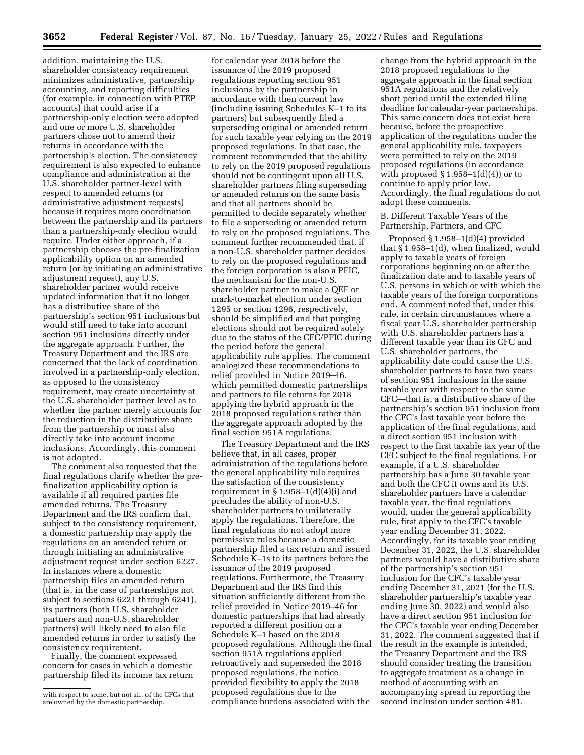addition, maintaining the U.S. shareholder consistency requirement minimizes administrative, partnership accounting, and reporting difficulties (for example, in connection with PTEP accounts) that could arise if a partnership-only election were adopted and one or more U.S. shareholder partners chose not to amend their returns in accordance with the partnership's election. The consistency requirement is also expected to enhance compliance and administration at the U.S. shareholder partner-level with respect to amended returns (or administrative adjustment requests) because it requires more coordination between the partnership and its partners than a partnership-only election would require. Under either approach, if a partnership chooses the pre-finalization applicability option on an amended return (or by initiating an administrative adjustment request), any U.S. shareholder partner would receive updated information that it no longer has a distributive share of the partnership's section 951 inclusions but would still need to take into account section 951 inclusions directly under the aggregate approach. Further, the Treasury Department and the IRS are concerned that the lack of coordination involved in a partnership-only election, as opposed to the consistency requirement, may create uncertainty at the U.S. shareholder partner level as to whether the partner merely accounts for the reduction in the distributive share from the partnership or must also directly take into account income inclusions. Accordingly, this comment is not adopted.

The comment also requested that the final regulations clarify whether the pre-finalization applicability option is available if all required parties file amended returns. The Treasury Department and the IRS confirm that, subject to the consistency requirement, a domestic partnership may apply the regulations on an amended return or through initiating an administrative adjustment request under section 6227. In instances where a domestic partnership files an amended return (that is, in the case of partnerships not subject to sections 6221 through 6241), its partners (both U.S. shareholder partners and non-U.S. shareholder partners) will likely need to also file amended returns in order to satisfy the consistency requirement.

Finally, the comment expressed concern for cases in which a domestic partnership filed its income tax return for calendar year 2018 before the issuance of the 2019 proposed regulations reporting section 951 inclusions by the partnership in accordance with then current law (including issuing Schedules K–1 to its partners) but subsequently filed a superseding original or amended return for such taxable year relying on the 2019 proposed regulations. In that case, the comment recommended that the ability to rely on the 2019 proposed regulations should not be contingent upon all U.S. shareholder partners filing superseding or amended returns on the same basis and that all partners should be permitted to decide separately whether to file a superseding or amended return to rely on the proposed regulations. The comment further recommended that, if a non-U.S. shareholder partner decides to rely on the proposed regulations and the foreign corporation is also a PFIC, the mechanism for the non-U.S. shareholder partner to make a QEF or mark-to-market election under section 1295 or section 1296, respectively, should be simplified and that purging elections should not be required solely due to the status of the CFC/PFIC during the period before the general applicability rule applies. The comment analogized these recommendations to relief provided in Notice 2019–46, which permitted domestic partnerships and partners to file returns for 2018 applying the hybrid approach in the 2018 proposed regulations rather than the aggregate approach adopted by the final section 951A regulations.

The Treasury Department and the IRS believe that, in all cases, proper administration of the regulations before the general applicability rule requires the satisfaction of the consistency requirement in § 1.958–1(d)(4)(i) and precludes the ability of non-U.S. shareholder partners to unilaterally apply the regulations. Therefore, the final regulations do not adopt more permissive rules because a domestic partnership filed a tax return and issued Schedule K–1s to its partners before the issuance of the 2019 proposed regulations. Furthermore, the Treasury Department and the IRS find this situation sufficiently different from the relief provided in Notice 2019–46 for domestic partnerships that had already reported a different position on a Schedule K–1 based on the 2018 proposed regulations. Although the final section 951A regulations applied retroactively and superseded the 2018 proposed regulations, the notice provided flexibility to apply the 2018 proposed regulations due to the compliance burdens associated with the change from the hybrid approach in the 2018 proposed regulations to the aggregate approach in the final section 951A regulations and the relatively short period until the extended filing deadline for calendar-year partnerships. This same concern does not exist here because, before the prospective application of the regulations under the general applicability rule, taxpayers were permitted to rely on the 2019 proposed regulations (in accordance with proposed § 1.958–1(d)(4)) or to continue to apply prior law. Accordingly, the final regulations do not adopt these comments.

B. Different Taxable Years of the Partnership, Partners, and CFC

Proposed § 1.958–1(d)(4) provided that § 1.958–1(d), when finalized, would apply to taxable years of foreign corporations beginning on or after the finalization date and to taxable years of U.S. persons in which or with which the taxable years of the foreign corporations end. A comment noted that, under this rule, in certain circumstances where a fiscal year U.S. shareholder partnership with U.S. shareholder partners has a different taxable year than its CFC and U.S. shareholder partners, the applicability date could cause the U.S. shareholder partners to have two years of section 951 inclusions in the same taxable year with respect to the same CFC—that is, a distributive share of the partnership's section 951 inclusion from the CFC's last taxable year before the application of the final regulations, and a direct section 951 inclusion with respect to the first taxable tax year of the CFC subject to the final regulations. For example, if a U.S. shareholder partnership has a June 30 taxable year and both the CFC it owns and its U.S. shareholder partners have a calendar taxable year, the final regulations would, under the general applicability rule, first apply to the CFC's taxable year ending December 31, 2022. Accordingly, for its taxable year ending December 31, 2022, the U.S. shareholder partners would have a distributive share of the partnership's section 951 inclusion for the CFC's taxable year ending December 31, 2021 (for the U.S. shareholder partnership's taxable year ending June 30, 2022) and would also have a direct section 951 inclusion for the CFC's taxable year ending December 31, 2022. The comment suggested that if the result in the example is intended, the Treasury Department and the IRS should consider treating the transition to aggregate treatment as a change in method of accounting with an accompanying spread in reporting the second inclusion under section 481.

with respect to some, but not all, of the CFCs that are owned by the domestic partnership.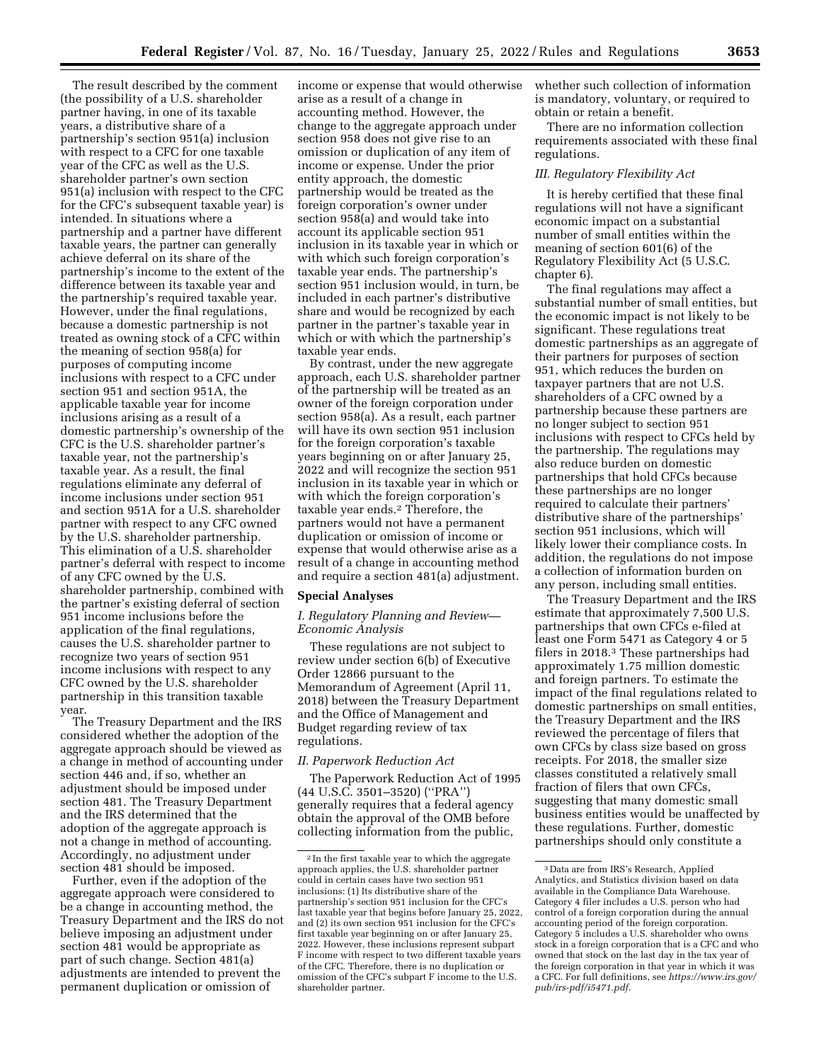The result described by the comment (the possibility of a U.S. shareholder partner having, in one of its taxable years, a distributive share of a partnership's section 951(a) inclusion with respect to a CFC for one taxable year of the CFC as well as the U.S. shareholder partner's own section 951(a) inclusion with respect to the CFC for the CFC's subsequent taxable year) is intended. In situations where a partnership and a partner have different taxable years, the partner can generally achieve deferral on its share of the partnership's income to the extent of the difference between its taxable year and the partnership's required taxable year. However, under the final regulations, because a domestic partnership is not treated as owning stock of a CFC within the meaning of section 958(a) for purposes of computing income inclusions with respect to a CFC under section 951 and section 951A, the applicable taxable year for income inclusions arising as a result of a domestic partnership's ownership of the CFC is the U.S. shareholder partner's taxable year, not the partnership's taxable year. As a result, the final regulations eliminate any deferral of income inclusions under section 951 and section 951A for a U.S. shareholder partner with respect to any CFC owned by the U.S. shareholder partnership. This elimination of a U.S. shareholder partner's deferral with respect to income of any CFC owned by the U.S. shareholder partnership, combined with the partner's existing deferral of section 951 income inclusions before the application of the final regulations, causes the U.S. shareholder partner to recognize two years of section 951 income inclusions with respect to any CFC owned by the U.S. shareholder partnership in this transition taxable year.

The Treasury Department and the IRS considered whether the adoption of the aggregate approach should be viewed as a change in method of accounting under section 446 and, if so, whether an adjustment should be imposed under section 481. The Treasury Department and the IRS determined that the adoption of the aggregate approach is not a change in method of accounting. Accordingly, no adjustment under section 481 should be imposed.

Further, even if the adoption of the aggregate approach were considered to be a change in accounting method, the Treasury Department and the IRS do not believe imposing an adjustment under section 481 would be appropriate as part of such change. Section 481(a) adjustments are intended to prevent the permanent duplication or omission of income or expense that would otherwise arise as a result of a change in accounting method. However, the change to the aggregate approach under section 958 does not give rise to an omission or duplication of any item of income or expense. Under the prior entity approach, the domestic partnership would be treated as the foreign corporation's owner under section 958(a) and would take into account its applicable section 951 inclusion in its taxable year in which or with which such foreign corporation's taxable year ends. The partnership's section 951 inclusion would, in turn, be included in each partner's distributive share and would be recognized by each partner in the partner's taxable year in which or with which the partnership's taxable year ends.

By contrast, under the new aggregate approach, each U.S. shareholder partner of the partnership will be treated as an owner of the foreign corporation under section 958(a). As a result, each partner will have its own section 951 inclusion for the foreign corporation's taxable years beginning on or after January 25, 2022 and will recognize the section 951 inclusion in its taxable year in which or with which the foreign corporation's taxable year ends.[2] Therefore, the partners would not have a permanent duplication or omission of income or expense that would otherwise arise as a result of a change in accounting method and require a section 481(a) adjustment.

## Special Analyses

### I. Regulatory Planning and Review—Economic Analysis

These regulations are not subject to review under section 6(b) of Executive Order 12866 pursuant to the Memorandum of Agreement (April 11, 2018) between the Treasury Department and the Office of Management and Budget regarding review of tax regulations.

### II. Paperwork Reduction Act

The Paperwork Reduction Act of 1995 (44 U.S.C. 3501–3520) (''PRA'') generally requires that a federal agency obtain the approval of the OMB before collecting information from the public, whether such collection of information is mandatory, voluntary, or required to obtain or retain a benefit.

There are no information collection requirements associated with these final regulations.

### III. Regulatory Flexibility Act

It is hereby certified that these final regulations will not have a significant economic impact on a substantial number of small entities within the meaning of section 601(6) of the Regulatory Flexibility Act (5 U.S.C. chapter 6).

The final regulations may affect a substantial number of small entities, but the economic impact is not likely to be significant. These regulations treat domestic partnerships as an aggregate of their partners for purposes of section 951, which reduces the burden on taxpayer partners that are not U.S. shareholders of a CFC owned by a partnership because these partners are no longer subject to section 951 inclusions with respect to CFCs held by the partnership. The regulations may also reduce burden on domestic partnerships that hold CFCs because these partnerships are no longer required to calculate their partners' distributive share of the partnerships' section 951 inclusions, which will likely lower their compliance costs. In addition, the regulations do not impose a collection of information burden on any person, including small entities.

The Treasury Department and the IRS estimate that approximately 7,500 U.S. partnerships that own CFCs e-filed at least one Form 5471 as Category 4 or 5 filers in 2018.[3] These partnerships had approximately 1.75 million domestic and foreign partners. To estimate the impact of the final regulations related to domestic partnerships on small entities, the Treasury Department and the IRS reviewed the percentage of filers that own CFCs by class size based on gross receipts. For 2018, the smaller size classes constituted a relatively small fraction of filers that own CFCs, suggesting that many domestic small business entities would be unaffected by these regulations. Further, domestic partnerships should only constitute a

[2] In the first taxable year to which the aggregate approach applies, the U.S. shareholder partner could in certain cases have two section 951 inclusions: (1) Its distributive share of the partnership's section 951 inclusion for the CFC's last taxable year that begins before January 25, 2022, and (2) its own section 951 inclusion for the CFC's first taxable year beginning on or after January 25, 2022. However, these inclusions represent subpart F income with respect to two different taxable years of the CFC. Therefore, there is no duplication or omission of the CFC's subpart F income to the U.S. shareholder partner.

[3] Data are from IRS's Research, Applied Analytics, and Statistics division based on data available in the Compliance Data Warehouse. Category 4 filer includes a U.S. person who had control of a foreign corporation during the annual accounting period of the foreign corporation. Category 5 includes a U.S. shareholder who owns stock in a foreign corporation that is a CFC and who owned that stock on the last day in the tax year of the foreign corporation in that year in which it was a CFC. For full definitions, see *https://www.irs.gov/pub/irs-pdf/i5471.pdf*.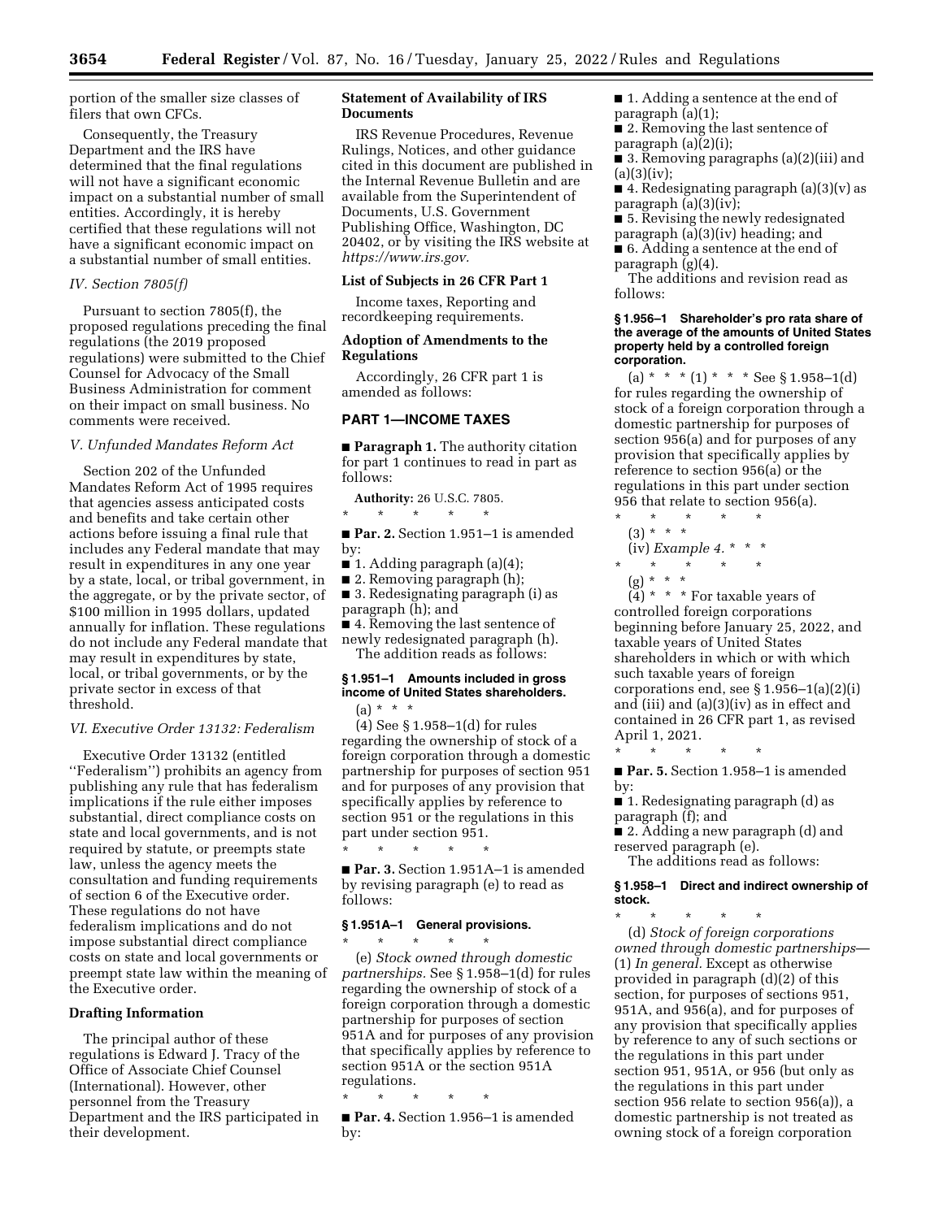portion of the smaller size classes of filers that own CFCs.

Consequently, the Treasury Department and the IRS have determined that the final regulations will not have a significant economic impact on a substantial number of small entities. Accordingly, it is hereby certified that these regulations will not have a significant economic impact on a substantial number of small entities.

*IV. Section 7805(f)*

Pursuant to section 7805(f), the proposed regulations preceding the final regulations (the 2019 proposed regulations) were submitted to the Chief Counsel for Advocacy of the Small Business Administration for comment on their impact on small business. No comments were received.

*V. Unfunded Mandates Reform Act*

Section 202 of the Unfunded Mandates Reform Act of 1995 requires that agencies assess anticipated costs and benefits and take certain other actions before issuing a final rule that includes any Federal mandate that may result in expenditures in any one year by a state, local, or tribal government, in the aggregate, or by the private sector, of $100 million in 1995 dollars, updated annually for inflation. These regulations do not include any Federal mandate that may result in expenditures by state, local, or tribal governments, or by the private sector in excess of that threshold.

*VI. Executive Order 13132: Federalism*

Executive Order 13132 (entitled ''Federalism'') prohibits an agency from publishing any rule that has federalism implications if the rule either imposes substantial, direct compliance costs on state and local governments, and is not required by statute, or preempts state law, unless the agency meets the consultation and funding requirements of section 6 of the Executive order. These regulations do not have federalism implications and do not impose substantial direct compliance costs on state and local governments or preempt state law within the meaning of the Executive order.

**Drafting Information**

The principal author of these regulations is Edward J. Tracy of the Office of Associate Chief Counsel (International). However, other personnel from the Treasury Department and the IRS participated in their development.

**Statement of Availability of IRS Documents**

IRS Revenue Procedures, Revenue Rulings, Notices, and other guidance cited in this document are published in the Internal Revenue Bulletin and are available from the Superintendent of Documents, U.S. Government Publishing Office, Washington, DC 20402, or by visiting the IRS website at *https://www.irs.gov.*

**List of Subjects in 26 CFR Part 1**

Income taxes, Reporting and recordkeeping requirements.

**Adoption of Amendments to the Regulations**

Accordingly, 26 CFR part 1 is amended as follows:

**PART 1—INCOME TAXES**

■ **Paragraph 1.** The authority citation for part 1 continues to read in part as follows:

**Authority:** 26 U.S.C. 7805.

\* \* \* \* \*

■ **Par. 2.** Section 1.951–1 is amended by:

■ 1. Adding paragraph (a)(4);

■ 2. Removing paragraph (h);

■ 3. Redesignating paragraph (i) as paragraph (h); and

■ 4. Removing the last sentence of newly redesignated paragraph (h).

The addition reads as follows:

**§ 1.951–1 Amounts included in gross income of United States shareholders.**

(a) \* \* \*

(4) See § 1.958–1(d) for rules regarding the ownership of stock of a foreign corporation through a domestic partnership for purposes of section 951 and for purposes of any provision that specifically applies by reference to section 951 or the regulations in this part under section 951.

\* \* \* \* \*

■ **Par. 3.** Section 1.951A–1 is amended by revising paragraph (e) to read as follows:

**§ 1.951A–1 General provisions.**

\* \* \* \* \*

(e) *Stock owned through domestic partnerships.* See § 1.958–1(d) for rules regarding the ownership of stock of a foreign corporation through a domestic partnership for purposes of section 951A and for purposes of any provision that specifically applies by reference to section 951A or the section 951A regulations.

\* \* \* \* \*

■ **Par. 4.** Section 1.956–1 is amended by:

■ 1. Adding a sentence at the end of paragraph (a)(1);

■ 2. Removing the last sentence of paragraph (a)(2)(i);

■ 3. Removing paragraphs (a)(2)(iii) and (a)(3)(iv);

■ 4. Redesignating paragraph (a)(3)(v) as paragraph (a)(3)(iv);

■ 5. Revising the newly redesignated paragraph (a)(3)(iv) heading; and

■ 6. Adding a sentence at the end of paragraph (g)(4).

The additions and revision read as follows:

**§ 1.956–1 Shareholder's pro rata share of the average of the amounts of United States property held by a controlled foreign corporation.**

(a) \* \* \* (1) \* \* \* See § 1.958–1(d) for rules regarding the ownership of stock of a foreign corporation through a domestic partnership for purposes of section 956(a) and for purposes of any provision that specifically applies by reference to section 956(a) or the regulations in this part under section 956 that relate to section 956(a).

\* \* \* \* \*

(3) \* \* \*

(iv) *Example 4.* \* \* \*

\* \* \* \* \*

(g) \* \* \*

(4) \* \* \* For taxable years of controlled foreign corporations beginning before January 25, 2022, and taxable years of United States shareholders in which or with which such taxable years of foreign corporations end, see § 1.956–1(a)(2)(i) and (iii) and (a)(3)(iv) as in effect and contained in 26 CFR part 1, as revised April 1, 2021.

\* \* \* \* \*

■ **Par. 5.** Section 1.958–1 is amended by:

■ 1. Redesignating paragraph (d) as paragraph (f); and

■ 2. Adding a new paragraph (d) and reserved paragraph (e).

The additions read as follows:

**§ 1.958–1 Direct and indirect ownership of stock.**

\* \* \* \* \*

(d) *Stock of foreign corporations owned through domestic partnerships*—(1) *In general.* Except as otherwise provided in paragraph (d)(2) of this section, for purposes of sections 951, 951A, and 956(a), and for purposes of any provision that specifically applies by reference to any of such sections or the regulations in this part under section 951, 951A, or 956 (but only as the regulations in this part under section 956 relate to section 956(a)), a domestic partnership is not treated as owning stock of a foreign corporation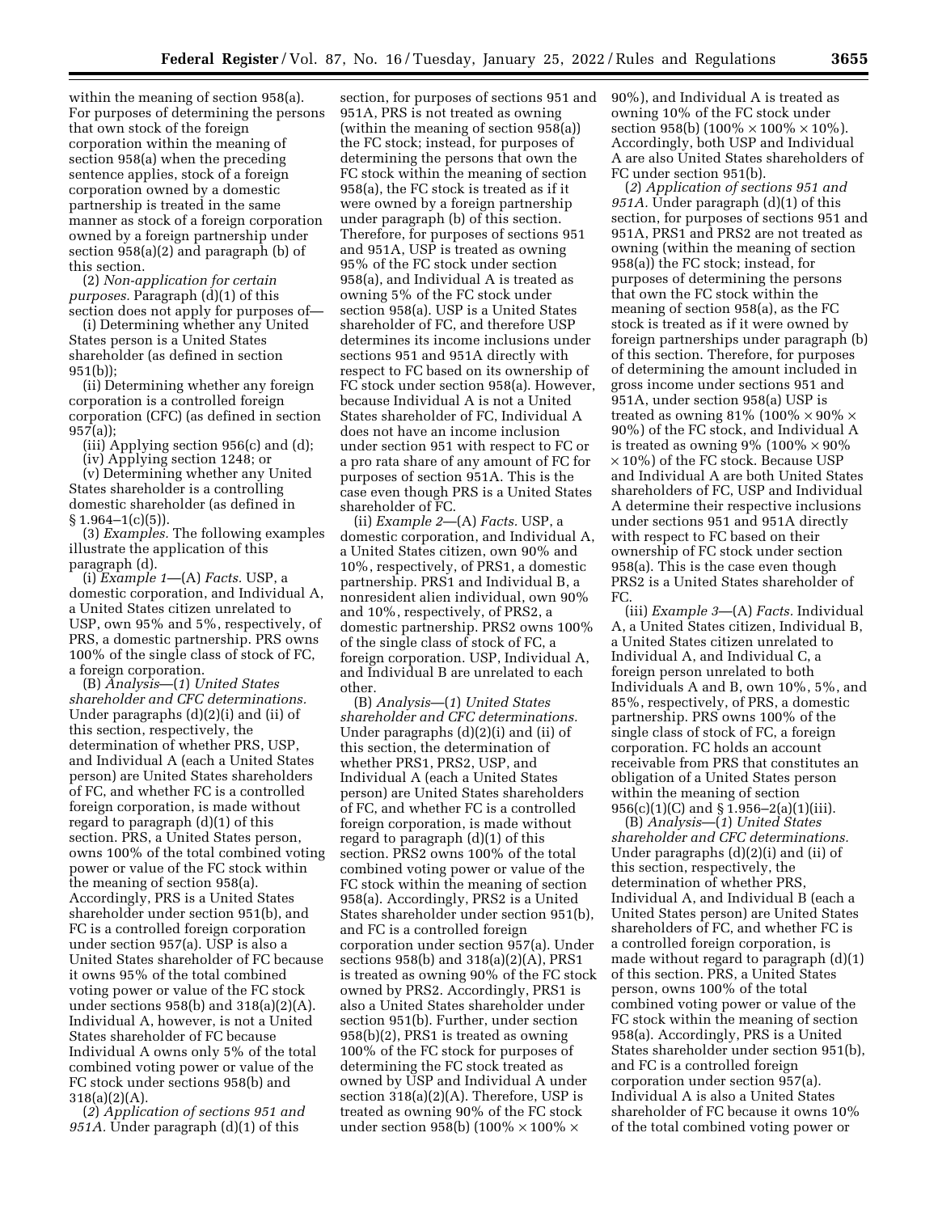within the meaning of section 958(a). For purposes of determining the persons that own stock of the foreign corporation within the meaning of section 958(a) when the preceding sentence applies, stock of a foreign corporation owned by a domestic partnership is treated in the same manner as stock of a foreign corporation owned by a foreign partnership under section 958(a)(2) and paragraph (b) of this section.

(2) *Non-application for certain purposes.* Paragraph (d)(1) of this section does not apply for purposes of—

(i) Determining whether any United States person is a United States shareholder (as defined in section 951(b));

(ii) Determining whether any foreign corporation is a controlled foreign corporation (CFC) (as defined in section 957(a));

(iii) Applying section 956(c) and (d);

(iv) Applying section 1248; or

(v) Determining whether any United States shareholder is a controlling domestic shareholder (as defined in § 1.964–1(c)(5)).

(3) *Examples.* The following examples illustrate the application of this paragraph (d).

(i) *Example 1*—(A) *Facts.* USP, a domestic corporation, and Individual A, a United States citizen unrelated to USP, own 95% and 5%, respectively, of PRS, a domestic partnership. PRS owns 100% of the single class of stock of FC, a foreign corporation.

(B) *Analysis*—(*1*) *United States shareholder and CFC determinations.* Under paragraphs (d)(2)(i) and (ii) of this section, respectively, the determination of whether PRS, USP, and Individual A (each a United States person) are United States shareholders of FC, and whether FC is a controlled foreign corporation, is made without regard to paragraph (d)(1) of this section. PRS, a United States person, owns 100% of the total combined voting power or value of the FC stock within the meaning of section 958(a). Accordingly, PRS is a United States shareholder under section 951(b), and FC is a controlled foreign corporation under section 957(a). USP is also a United States shareholder of FC because it owns 95% of the total combined voting power or value of the FC stock under sections 958(b) and 318(a)(2)(A). Individual A, however, is not a United States shareholder of FC because Individual A owns only 5% of the total combined voting power or value of the FC stock under sections 958(b) and 318(a)(2)(A).

(*2*) *Application of sections 951 and 951A.* Under paragraph (d)(1) of this section, for purposes of sections 951 and 951A, PRS is not treated as owning (within the meaning of section 958(a)) the FC stock; instead, for purposes of determining the persons that own the FC stock within the meaning of section 958(a), the FC stock is treated as if it were owned by a foreign partnership under paragraph (b) of this section. Therefore, for purposes of sections 951 and 951A, USP is treated as owning 95% of the FC stock under section 958(a), and Individual A is treated as owning 5% of the FC stock under section 958(a). USP is a United States shareholder of FC, and therefore USP determines its income inclusions under sections 951 and 951A directly with respect to FC based on its ownership of FC stock under section 958(a). However, because Individual A is not a United States shareholder of FC, Individual A does not have an income inclusion under section 951 with respect to FC or a pro rata share of any amount of FC for purposes of section 951A. This is the case even though PRS is a United States shareholder of FC.

(ii) *Example 2*—(A) *Facts.* USP, a domestic corporation, and Individual A, a United States citizen, own 90% and 10%, respectively, of PRS1, a domestic partnership. PRS1 and Individual B, a nonresident alien individual, own 90% and 10%, respectively, of PRS2, a domestic partnership. PRS2 owns 100% of the single class of stock of FC, a foreign corporation. USP, Individual A, and Individual B are unrelated to each other.

(B) *Analysis*—(*1*) *United States shareholder and CFC determinations.* Under paragraphs (d)(2)(i) and (ii) of this section, the determination of whether PRS1, PRS2, USP, and Individual A (each a United States person) are United States shareholders of FC, and whether FC is a controlled foreign corporation, is made without regard to paragraph (d)(1) of this section. PRS2 owns 100% of the total combined voting power or value of the FC stock within the meaning of section 958(a). Accordingly, PRS2 is a United States shareholder under section 951(b), and FC is a controlled foreign corporation under section 957(a). Under sections 958(b) and 318(a)(2)(A), PRS1 is treated as owning 90% of the FC stock owned by PRS2. Accordingly, PRS1 is also a United States shareholder under section 951(b). Further, under section 958(b)(2), PRS1 is treated as owning 100% of the FC stock for purposes of determining the FC stock treated as owned by USP and Individual A under section 318(a)(2)(A). Therefore, USP is treated as owning 90% of the FC stock under section 958(b) (100% × 100% × 90%), and Individual A is treated as owning 10% of the FC stock under section 958(b) (100% × 100% × 10%). Accordingly, both USP and Individual A are also United States shareholders of FC under section 951(b).

(*2*) *Application of sections 951 and 951A.* Under paragraph (d)(1) of this section, for purposes of sections 951 and 951A, PRS1 and PRS2 are not treated as owning (within the meaning of section 958(a)) the FC stock; instead, for purposes of determining the persons that own the FC stock within the meaning of section 958(a), as the FC stock is treated as if it were owned by foreign partnerships under paragraph (b) of this section. Therefore, for purposes of determining the amount included in gross income under sections 951 and 951A, under section 958(a) USP is treated as owning 81% (100% × 90% × 90%) of the FC stock, and Individual A is treated as owning 9% (100% × 90% × 10%) of the FC stock. Because USP and Individual A are both United States shareholders of FC, USP and Individual A determine their respective inclusions under sections 951 and 951A directly with respect to FC based on their ownership of FC stock under section 958(a). This is the case even though PRS2 is a United States shareholder of FC.

(iii) *Example 3*—(A) *Facts.* Individual A, a United States citizen, Individual B, a United States citizen unrelated to Individual A, and Individual C, a foreign person unrelated to both Individuals A and B, own 10%, 5%, and 85%, respectively, of PRS, a domestic partnership. PRS owns 100% of the single class of stock of FC, a foreign corporation. FC holds an account receivable from PRS that constitutes an obligation of a United States person within the meaning of section 956(c)(1)(C) and § 1.956–2(a)(1)(iii).

(B) *Analysis*—(*1*) *United States shareholder and CFC determinations.* Under paragraphs (d)(2)(i) and (ii) of this section, respectively, the determination of whether PRS, Individual A, and Individual B (each a United States person) are United States shareholders of FC, and whether FC is a controlled foreign corporation, is made without regard to paragraph (d)(1) of this section. PRS, a United States person, owns 100% of the total combined voting power or value of the FC stock within the meaning of section 958(a). Accordingly, PRS is a United States shareholder under section 951(b), and FC is a controlled foreign corporation under section 957(a). Individual A is also a United States shareholder of FC because it owns 10% of the total combined voting power or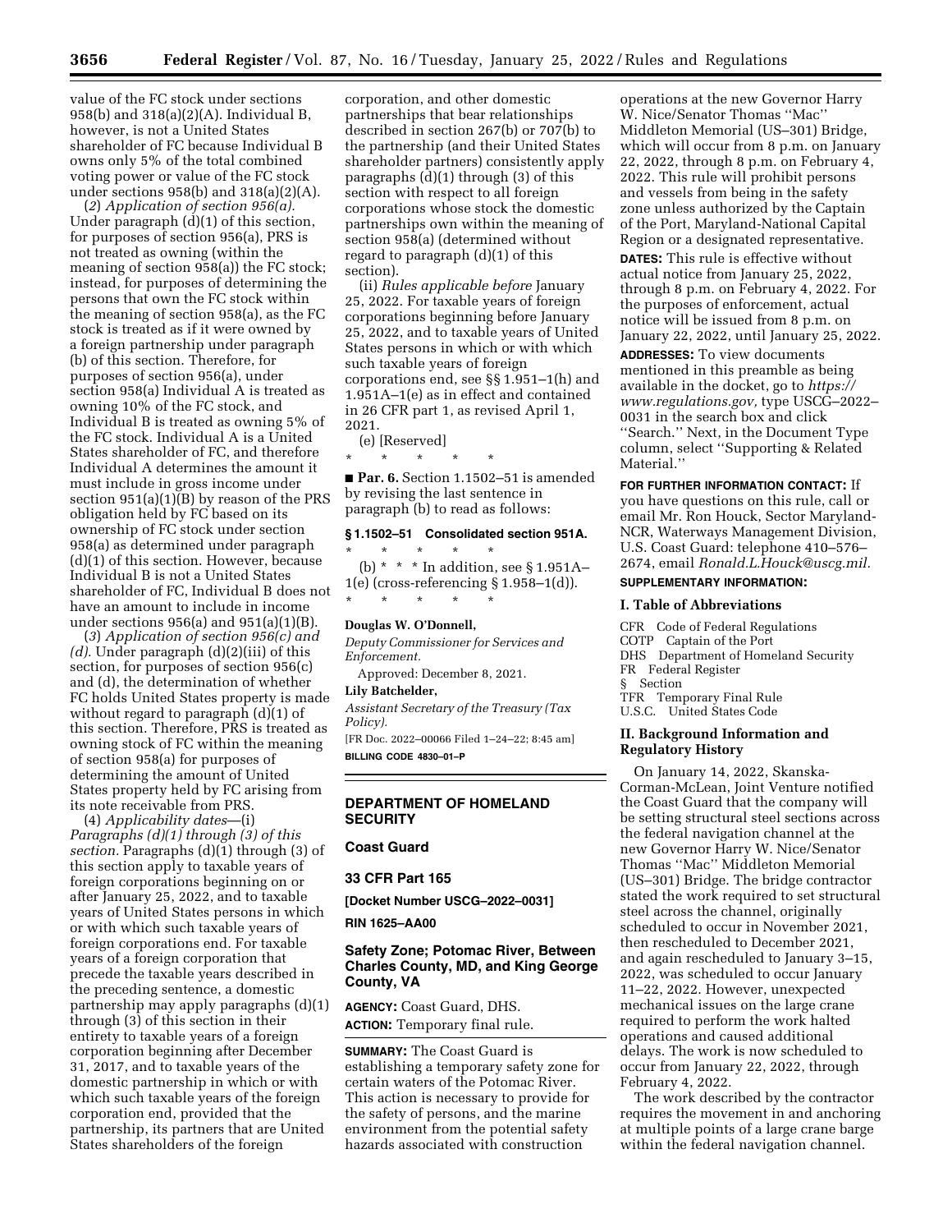value of the FC stock under sections 958(b) and 318(a)(2)(A). Individual B, however, is not a United States shareholder of FC because Individual B owns only 5% of the total combined voting power or value of the FC stock under sections 958(b) and 318(a)(2)(A).

(*2*) *Application of section 956(a).* Under paragraph (d)(1) of this section, for purposes of section 956(a), PRS is not treated as owning (within the meaning of section 958(a)) the FC stock; instead, for purposes of determining the persons that own the FC stock within the meaning of section 958(a), the FC stock is treated as if it were owned by a foreign partnership under paragraph (b) of this section. Therefore, for purposes of section 956(a), under section 958(a) Individual A is treated as owning 10% of the FC stock, and Individual B is treated as owning 5% of the FC stock. Individual A is a United States shareholder of FC, and therefore Individual A determines the amount it must include in gross income under section 951(a)(1)(B) by reason of the PRS obligation held by FC based on its ownership of FC stock under section 958(a) as determined under paragraph (d)(1) of this section. However, because Individual B is not a United States shareholder of FC, Individual B does not have an amount to include in income under sections 956(a) and 951(a)(1)(B).

(*3*) *Application of section 956(c) and (d).* Under paragraph (d)(2)(iii) of this section, for purposes of section 956(c) and (d), the determination of whether FC holds United States property is made without regard to paragraph (d)(1) of this section. Therefore, PRS is treated as owning stock of FC within the meaning of section 958(a) for purposes of determining the amount of United States property held by FC arising from its note receivable from PRS.

(4) *Applicability dates*—(i) *Paragraphs (d)(1) through (3) of this section.* Paragraphs (d)(1) through (3) of this section apply to taxable years of foreign corporations beginning on or after January 25, 2022, and to taxable years of United States persons in which or with which such taxable years of foreign corporations end. For taxable years of a foreign corporation that precede the taxable years described in the preceding sentence, a domestic partnership may apply paragraphs (d)(1) through (3) of this section in their entirety to taxable years of a foreign corporation beginning after December 31, 2017, and to taxable years of the domestic partnership in which or with which such taxable years of the foreign corporation end, provided that the partnership, its partners that are United States shareholders of the foreign corporation, and other domestic partnerships that bear relationships described in section 267(b) or 707(b) to the partnership (and their United States shareholder partners) consistently apply paragraphs (d)(1) through (3) of this section with respect to all foreign corporations whose stock the domestic partnerships own within the meaning of section 958(a) (determined without regard to paragraph (d)(1) of this section).

(ii) *Rules applicable before* January 25, 2022. For taxable years of foreign corporations beginning before January 25, 2022, and to taxable years of United States persons in which or with which such taxable years of foreign corporations end, see §§ 1.951–1(h) and 1.951A–1(e) as in effect and contained in 26 CFR part 1, as revised April 1, 2021.

(e) [Reserved]

\* \* \* \* \*

■ **Par. 6.** Section 1.1502–51 is amended by revising the last sentence in paragraph (b) to read as follows:

**§ 1.1502–51 Consolidated section 951A.**

\* \* \* \* \*

(b) \* \* \* In addition, see § 1.951A–1(e) (cross-referencing § 1.958–1(d)).

\* \* \* \* \*

**Douglas W. O'Donnell,**

*Deputy Commissioner for Services and Enforcement.*

Approved: December 8, 2021.

**Lily Batchelder,**

*Assistant Secretary of the Treasury (Tax Policy).*

[FR Doc. 2022–00066 Filed 1–24–22; 8:45 am]

**BILLING CODE 4830–01–P**

## DEPARTMENT OF HOMELAND SECURITY

### Coast Guard

### 33 CFR Part 165

**[Docket Number USCG–2022–0031]**

**RIN 1625–AA00**

### Safety Zone; Potomac River, Between Charles County, MD, and King George County, VA

**AGENCY:** Coast Guard, DHS.

**ACTION:** Temporary final rule.

**SUMMARY:** The Coast Guard is establishing a temporary safety zone for certain waters of the Potomac River. This action is necessary to provide for the safety of persons, and the marine environment from the potential safety hazards associated with construction operations at the new Governor Harry W. Nice/Senator Thomas ''Mac'' Middleton Memorial (US–301) Bridge, which will occur from 8 p.m. on January 22, 2022, through 8 p.m. on February 4, 2022. This rule will prohibit persons and vessels from being in the safety zone unless authorized by the Captain of the Port, Maryland-National Capital Region or a designated representative.

**DATES:** This rule is effective without actual notice from January 25, 2022, through 8 p.m. on February 4, 2022. For the purposes of enforcement, actual notice will be issued from 8 p.m. on January 22, 2022, until January 25, 2022.

**ADDRESSES:** To view documents mentioned in this preamble as being available in the docket, go to *https://www.regulations.gov,* type USCG–2022–0031 in the search box and click ''Search.'' Next, in the Document Type column, select ''Supporting & Related Material.''

**FOR FURTHER INFORMATION CONTACT:** If you have questions on this rule, call or email Mr. Ron Houck, Sector Maryland-NCR, Waterways Management Division, U.S. Coast Guard: telephone 410–576–2674, email *Ronald.L.Houck@uscg.mil.*

**SUPPLEMENTARY INFORMATION:**

#### I. Table of Abbreviations

CFR Code of Federal Regulations
COTP Captain of the Port
DHS Department of Homeland Security
FR Federal Register
§ Section
TFR Temporary Final Rule
U.S.C. United States Code

#### II. Background Information and Regulatory History

On January 14, 2022, Skanska-Corman-McLean, Joint Venture notified the Coast Guard that the company will be setting structural steel sections across the federal navigation channel at the new Governor Harry W. Nice/Senator Thomas ''Mac'' Middleton Memorial (US–301) Bridge. The bridge contractor stated the work required to set structural steel across the channel, originally scheduled to occur in November 2021, then rescheduled to December 2021, and again rescheduled to January 3–15, 2022, was scheduled to occur January 11–22, 2022. However, unexpected mechanical issues on the large crane required to perform the work halted operations and caused additional delays. The work is now scheduled to occur from January 22, 2022, through February 4, 2022.

The work described by the contractor requires the movement in and anchoring at multiple points of a large crane barge within the federal navigation channel.